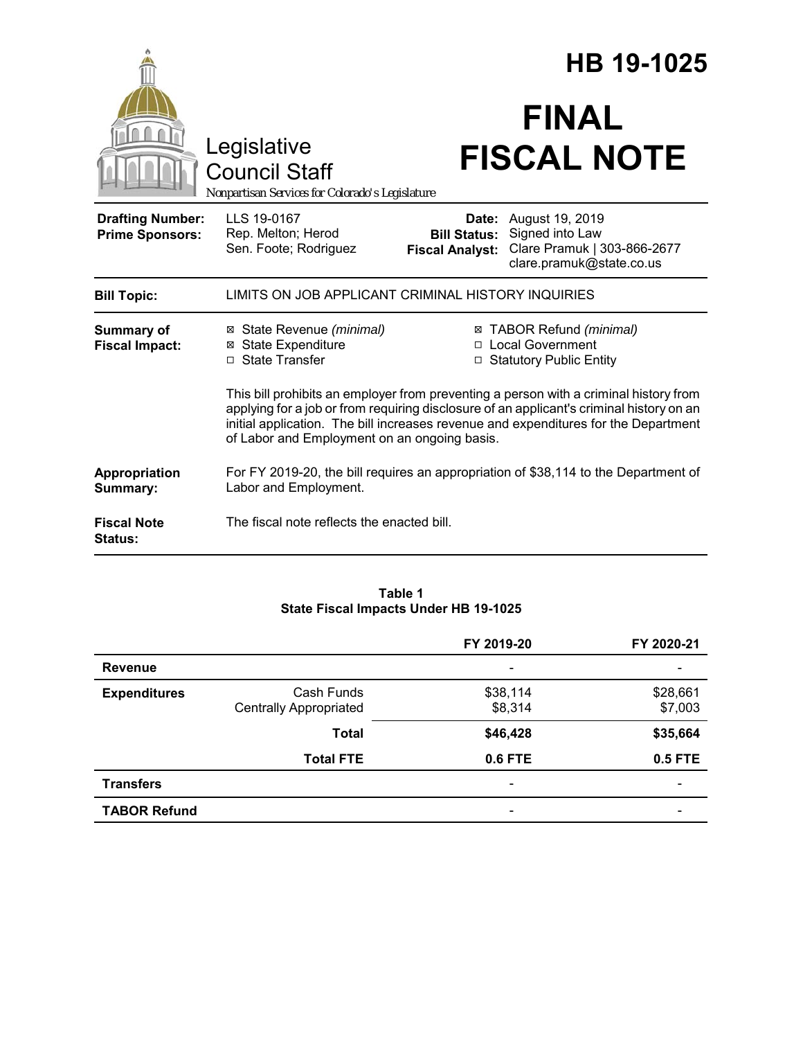# HB 19-1025

# FINAL FISCAL NOTE

Legislative Council Staff

*Nonpartisan Services for Colorado's Legislature*

| | | | |
|---|---|---|---|
| **Drafting Number:** | LLS 19-0167 | **Date:** | August 19, 2019 |
| **Prime Sponsors:** | Rep. Melton; Herod<br>Sen. Foote; Rodriguez | **Bill Status:** | Signed into Law |
| | | **Fiscal Analyst:** | Clare Pramuk \| 303-866-2677<br>clare.pramuk@state.co.us |

| | |
|---|---|
| **Bill Topic:** | LIMITS ON JOB APPLICANT CRIMINAL HISTORY INQUIRIES |
| **Summary of Fiscal Impact:** | ☒ State Revenue *(minimal)*<br>☒ State Expenditure<br>☐ State Transfer<br>☒ TABOR Refund *(minimal)*<br>☐ Local Government<br>☐ Statutory Public Entity<br><br>This bill prohibits an employer from preventing a person with a criminal history from applying for a job or from requiring disclosure of an applicant's criminal history on an initial application. The bill increases revenue and expenditures for the Department of Labor and Employment on an ongoing basis. |
| **Appropriation Summary:** | For FY 2019-20, the bill requires an appropriation of $38,114 to the Department of Labor and Employment. |
| **Fiscal Note Status:** | The fiscal note reflects the enacted bill. |

**Table 1**
**State Fiscal Impacts Under HB 19-1025**

| | | FY 2019-20 | FY 2020-21 |
|---|---|---|---|
| **Revenue** | | - | - |
| **Expenditures** | Cash Funds | $38,114 | $28,661 |
| | Centrally Appropriated | $8,314 | $7,003 |
| | **Total** | **$46,428** | **$35,664** |
| | **Total FTE** | **0.6 FTE** | **0.5 FTE** |
| **Transfers** | | - | - |
| **TABOR Refund** | | - | - |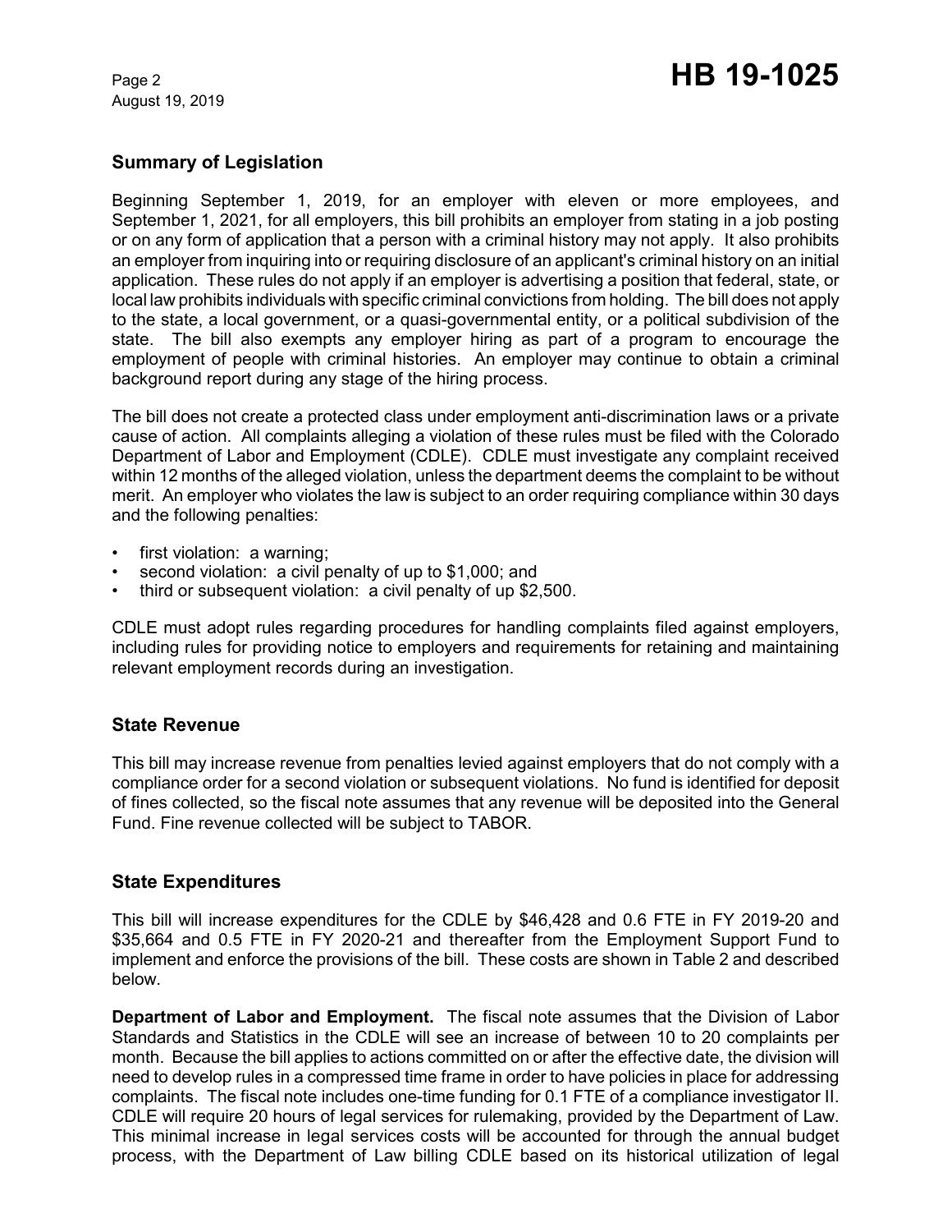## Summary of Legislation

Beginning September 1, 2019, for an employer with eleven or more employees, and September 1, 2021, for all employers, this bill prohibits an employer from stating in a job posting or on any form of application that a person with a criminal history may not apply. It also prohibits an employer from inquiring into or requiring disclosure of an applicant's criminal history on an initial application. These rules do not apply if an employer is advertising a position that federal, state, or local law prohibits individuals with specific criminal convictions from holding. The bill does not apply to the state, a local government, or a quasi-governmental entity, or a political subdivision of the state. The bill also exempts any employer hiring as part of a program to encourage the employment of people with criminal histories. An employer may continue to obtain a criminal background report during any stage of the hiring process.

The bill does not create a protected class under employment anti-discrimination laws or a private cause of action. All complaints alleging a violation of these rules must be filed with the Colorado Department of Labor and Employment (CDLE). CDLE must investigate any complaint received within 12 months of the alleged violation, unless the department deems the complaint to be without merit. An employer who violates the law is subject to an order requiring compliance within 30 days and the following penalties:

- first violation: a warning;
- second violation: a civil penalty of up to $1,000; and
- third or subsequent violation: a civil penalty of up $2,500.

CDLE must adopt rules regarding procedures for handling complaints filed against employers, including rules for providing notice to employers and requirements for retaining and maintaining relevant employment records during an investigation.

## State Revenue

This bill may increase revenue from penalties levied against employers that do not comply with a compliance order for a second violation or subsequent violations. No fund is identified for deposit of fines collected, so the fiscal note assumes that any revenue will be deposited into the General Fund. Fine revenue collected will be subject to TABOR.

## State Expenditures

This bill will increase expenditures for the CDLE by $46,428 and 0.6 FTE in FY 2019-20 and $35,664 and 0.5 FTE in FY 2020-21 and thereafter from the Employment Support Fund to implement and enforce the provisions of the bill. These costs are shown in Table 2 and described below.

**Department of Labor and Employment.** The fiscal note assumes that the Division of Labor Standards and Statistics in the CDLE will see an increase of between 10 to 20 complaints per month. Because the bill applies to actions committed on or after the effective date, the division will need to develop rules in a compressed time frame in order to have policies in place for addressing complaints. The fiscal note includes one-time funding for 0.1 FTE of a compliance investigator II. CDLE will require 20 hours of legal services for rulemaking, provided by the Department of Law. This minimal increase in legal services costs will be accounted for through the annual budget process, with the Department of Law billing CDLE based on its historical utilization of legal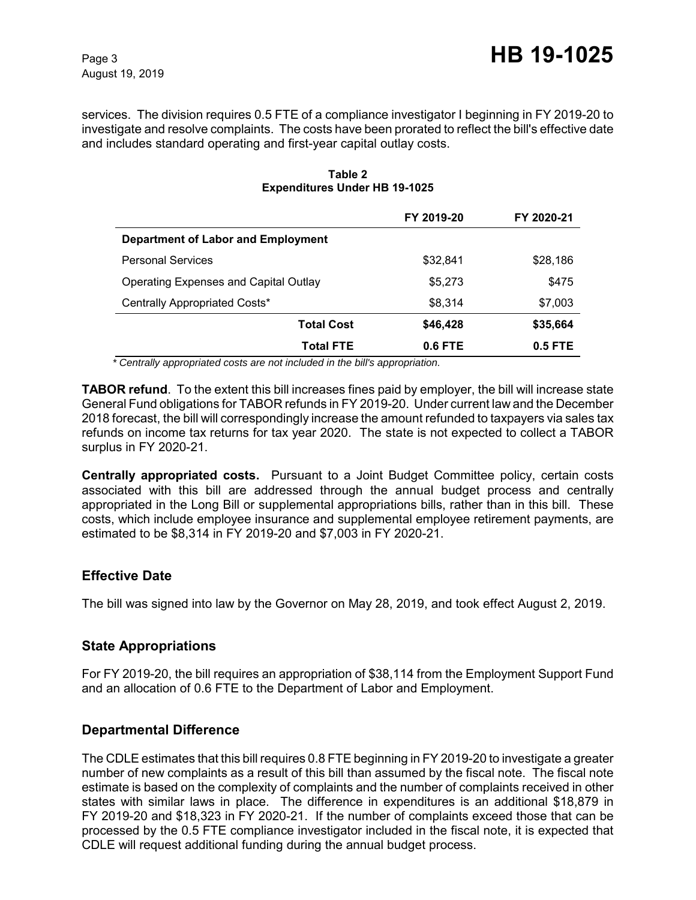services. The division requires 0.5 FTE of a compliance investigator I beginning in FY 2019-20 to investigate and resolve complaints. The costs have been prorated to reflect the bill's effective date and includes standard operating and first-year capital outlay costs.

**Table 2**
**Expenditures Under HB 19-1025**

| | FY 2019-20 | FY 2020-21 |
|---|---|---|
| **Department of Labor and Employment** | | |
| Personal Services | $32,841 | $28,186 |
| Operating Expenses and Capital Outlay | $5,273 | $475 |
| Centrally Appropriated Costs* | $8,314 | $7,003 |
| **Total Cost** | **$46,428** | **$35,664** |
| **Total FTE** | **0.6 FTE** | **0.5 FTE** |

*\* Centrally appropriated costs are not included in the bill's appropriation.*

**TABOR refund**. To the extent this bill increases fines paid by employer, the bill will increase state General Fund obligations for TABOR refunds in FY 2019-20. Under current law and the December 2018 forecast, the bill will correspondingly increase the amount refunded to taxpayers via sales tax refunds on income tax returns for tax year 2020. The state is not expected to collect a TABOR surplus in FY 2020-21.

**Centrally appropriated costs.** Pursuant to a Joint Budget Committee policy, certain costs associated with this bill are addressed through the annual budget process and centrally appropriated in the Long Bill or supplemental appropriations bills, rather than in this bill. These costs, which include employee insurance and supplemental employee retirement payments, are estimated to be $8,314 in FY 2019-20 and $7,003 in FY 2020-21.

## Effective Date

The bill was signed into law by the Governor on May 28, 2019, and took effect August 2, 2019.

## State Appropriations

For FY 2019-20, the bill requires an appropriation of $38,114 from the Employment Support Fund and an allocation of 0.6 FTE to the Department of Labor and Employment.

## Departmental Difference

The CDLE estimates that this bill requires 0.8 FTE beginning in FY 2019-20 to investigate a greater number of new complaints as a result of this bill than assumed by the fiscal note. The fiscal note estimate is based on the complexity of complaints and the number of complaints received in other states with similar laws in place. The difference in expenditures is an additional $18,879 in FY 2019-20 and $18,323 in FY 2020-21. If the number of complaints exceed those that can be processed by the 0.5 FTE compliance investigator included in the fiscal note, it is expected that CDLE will request additional funding during the annual budget process.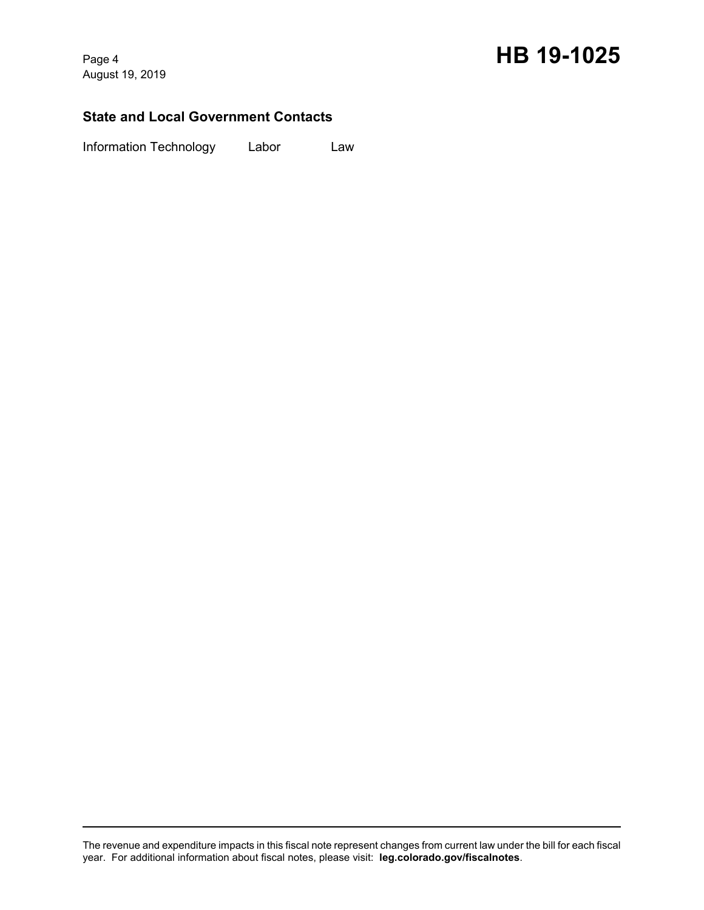## State and Local Government Contacts

Information Technology Labor Law

The revenue and expenditure impacts in this fiscal note represent changes from current law under the bill for each fiscal year. For additional information about fiscal notes, please visit: **leg.colorado.gov/fiscalnotes**.